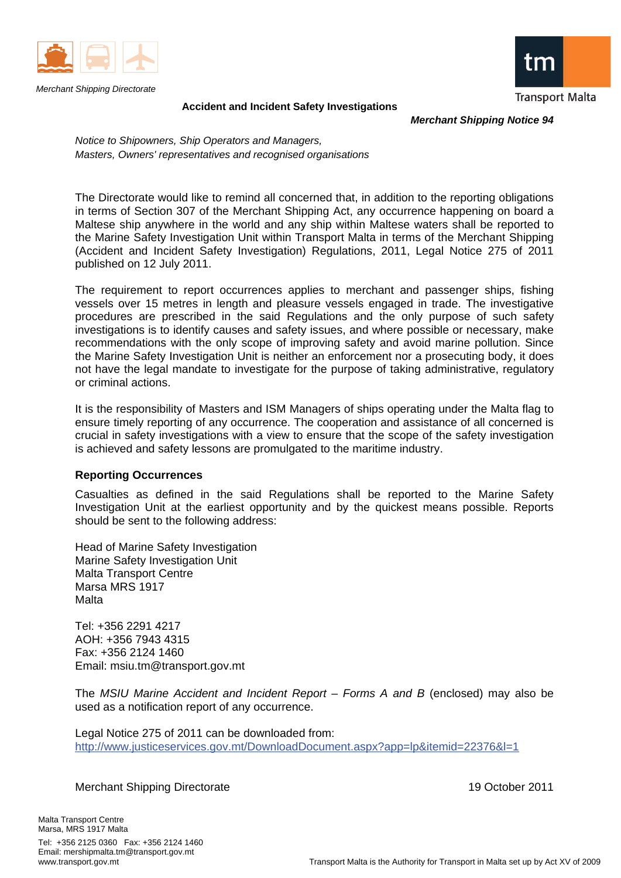Merchant Shipping Directorate

Transport Malta

**Accident and Incident Safety Investigations**

***Merchant Shipping Notice 94***

*Notice to Shipowners, Ship Operators and Managers,*
*Masters, Owners' representatives and recognised organisations*

The Directorate would like to remind all concerned that, in addition to the reporting obligations in terms of Section 307 of the Merchant Shipping Act, any occurrence happening on board a Maltese ship anywhere in the world and any ship within Maltese waters shall be reported to the Marine Safety Investigation Unit within Transport Malta in terms of the Merchant Shipping (Accident and Incident Safety Investigation) Regulations, 2011, Legal Notice 275 of 2011 published on 12 July 2011.

The requirement to report occurrences applies to merchant and passenger ships, fishing vessels over 15 metres in length and pleasure vessels engaged in trade. The investigative procedures are prescribed in the said Regulations and the only purpose of such safety investigations is to identify causes and safety issues, and where possible or necessary, make recommendations with the only scope of improving safety and avoid marine pollution. Since the Marine Safety Investigation Unit is neither an enforcement nor a prosecuting body, it does not have the legal mandate to investigate for the purpose of taking administrative, regulatory or criminal actions.

It is the responsibility of Masters and ISM Managers of ships operating under the Malta flag to ensure timely reporting of any occurrence. The cooperation and assistance of all concerned is crucial in safety investigations with a view to ensure that the scope of the safety investigation is achieved and safety lessons are promulgated to the maritime industry.

**Reporting Occurrences**

Casualties as defined in the said Regulations shall be reported to the Marine Safety Investigation Unit at the earliest opportunity and by the quickest means possible. Reports should be sent to the following address:

Head of Marine Safety Investigation
Marine Safety Investigation Unit
Malta Transport Centre
Marsa MRS 1917
Malta

Tel: +356 2291 4217
AOH: +356 7943 4315
Fax: +356 2124 1460
Email: msiu.tm@transport.gov.mt

The *MSIU Marine Accident and Incident Report – Forms A and B* (enclosed) may also be used as a notification report of any occurrence.

Legal Notice 275 of 2011 can be downloaded from:
http://www.justiceservices.gov.mt/DownloadDocument.aspx?app=lp&itemid=22376&l=1

Merchant Shipping Directorate

19 October 2011

Malta Transport Centre
Marsa, MRS 1917 Malta

Tel: +356 2125 0360 Fax: +356 2124 1460
Email: mershipmalta.tm@transport.gov.mt
www.transport.gov.mt

Transport Malta is the Authority for Transport in Malta set up by Act XV of 2009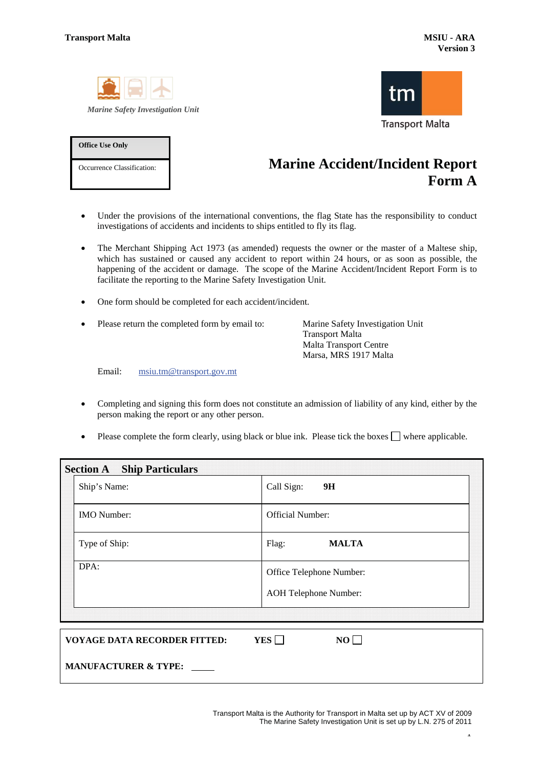Transport Malta

MSIU - ARA
Version 3

*Marine Safety Investigation Unit*

Transport Malta

| Office Use Only |
|---|
| Occurrence Classification: |

# Marine Accident/Incident Report Form A

- Under the provisions of the international conventions, the flag State has the responsibility to conduct investigations of accidents and incidents to ships entitled to fly its flag.
- The Merchant Shipping Act 1973 (as amended) requests the owner or the master of a Maltese ship, which has sustained or caused any accident to report within 24 hours, or as soon as possible, the happening of the accident or damage. The scope of the Marine Accident/Incident Report Form is to facilitate the reporting to the Marine Safety Investigation Unit.
- One form should be completed for each accident/incident.
- Please return the completed form by email to: Marine Safety Investigation Unit, Transport Malta, Malta Transport Centre, Marsa, MRS 1917 Malta

  Email: msiu.tm@transport.gov.mt

- Completing and signing this form does not constitute an admission of liability of any kind, either by the person making the report or any other person.
- Please complete the form clearly, using black or blue ink. Please tick the boxes ☐ where applicable.

## Section A Ship Particulars

| | |
|---|---|
| Ship's Name: | Call Sign: **9H** |
| IMO Number: | Official Number: |
| Type of Ship: | Flag: **MALTA** |
| DPA: | Office Telephone Number:<br>AOH Telephone Number: |

**VOYAGE DATA RECORDER FITTED:** **YES** ☐ **NO** ☐

**MANUFACTURER & TYPE:** _____

Transport Malta is the Authority for Transport in Malta set up by ACT XV of 2009
The Marine Safety Investigation Unit is set up by L.N. 275 of 2011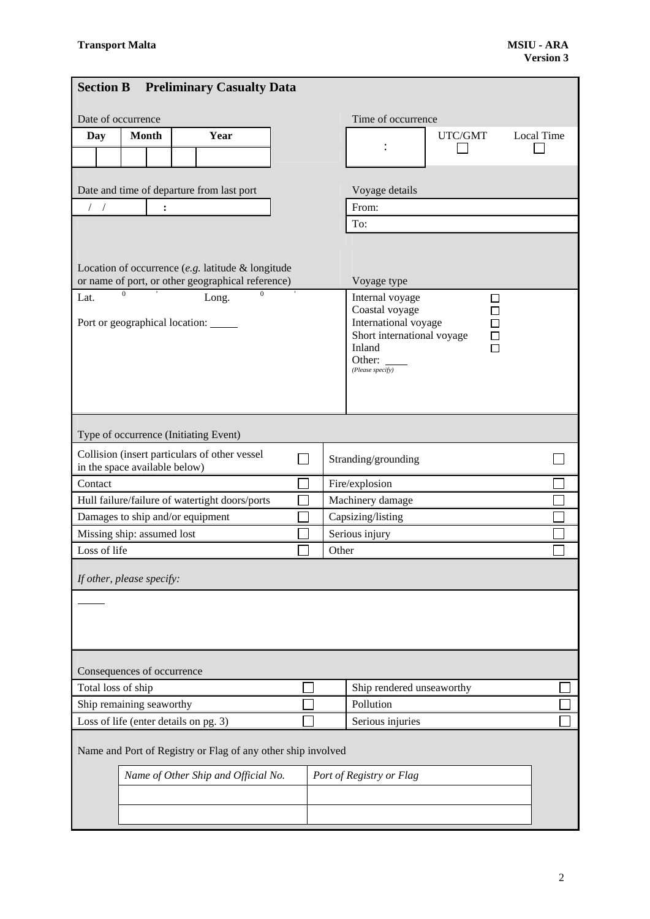## Section B Preliminary Casualty Data

Date of occurrence

| Day | | Month | | Year | |
|---|---|---|---|---|---|
| | | | | | |

Time of occurrence

| : | UTC/GMT ☐ | Local Time ☐ |
|---|---|---|

Date and time of departure from last port

/ / :

Voyage details

From:

To:

Location of occurrence (*e.g.* latitude & longitude or name of port, or other geographical reference)

Lat. $^{0}$ ' Long. $^{0}$ '

Port or geographical location: \_\_\_\_\_

Voyage type

- Internal voyage ☐
- Coastal voyage ☐
- International voyage ☐
- Short international voyage ☐
- Inland ☐
- Other: \_\_\_\_ *(Please specify)*

Type of occurrence (Initiating Event)

| | | | |
|---|---|---|---|
| Collision (insert particulars of other vessel in the space available below) | ☐ | Stranding/grounding | ☐ |
| Contact | ☐ | Fire/explosion | ☐ |
| Hull failure/failure of watertight doors/ports | ☐ | Machinery damage | ☐ |
| Damages to ship and/or equipment | ☐ | Capsizing/listing | ☐ |
| Missing ship: assumed lost | ☐ | Serious injury | ☐ |
| Loss of life | ☐ | Other | ☐ |

*If other, please specify:*

\_\_\_\_\_

Consequences of occurrence

| | | | |
|---|---|---|---|
| Total loss of ship | ☐ | Ship rendered unseaworthy | ☐ |
| Ship remaining seaworthy | ☐ | Pollution | ☐ |
| Loss of life (enter details on pg. 3) | ☐ | Serious injuries | ☐ |

Name and Port of Registry or Flag of any other ship involved

| *Name of Other Ship and Official No.* | *Port of Registry or Flag* |
|---|---|
| | |
| | |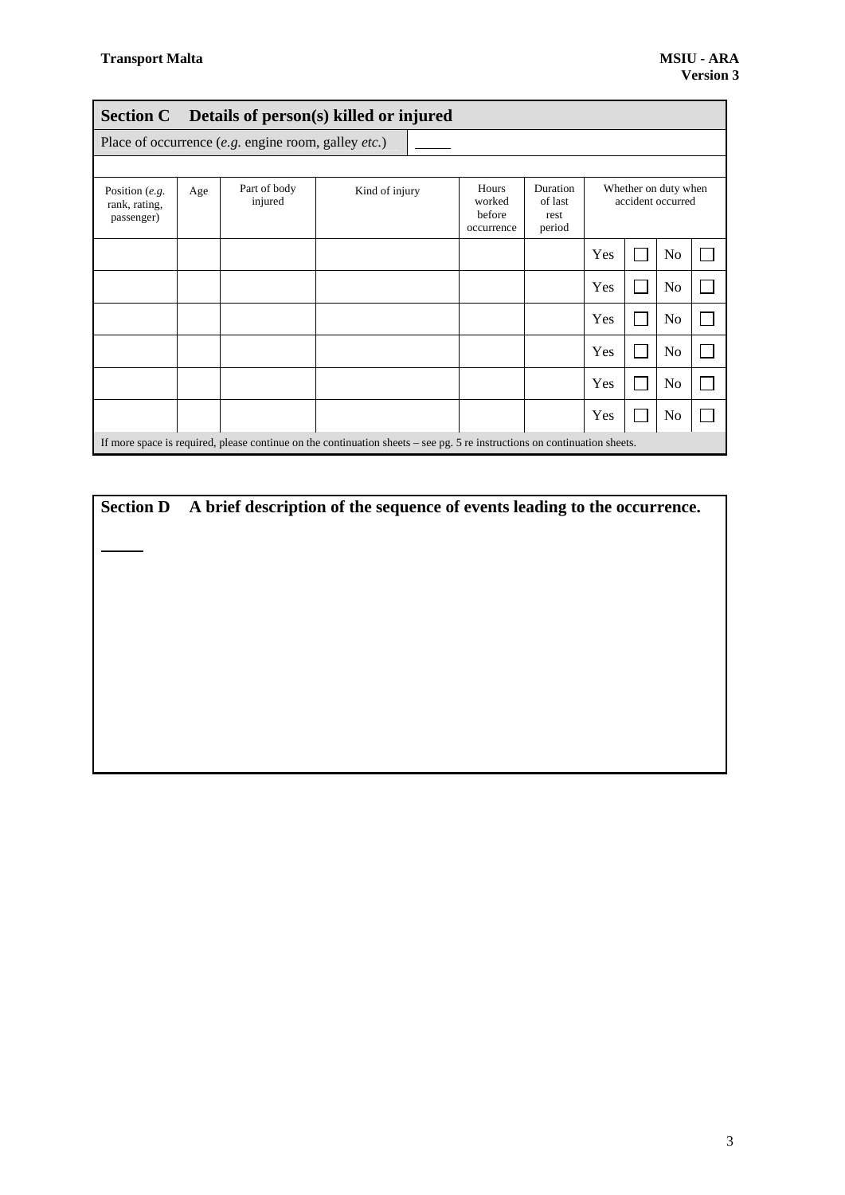## Section C Details of person(s) killed or injured

Place of occurrence (*e.g.* engine room, galley *etc.*) _____

| Position (*e.g.* rank, rating, passenger) | Age | Part of body injured | Kind of injury | Hours worked before occurrence | Duration of last rest period | Whether on duty when accident occurred | | | |
|---|---|---|---|---|---|---|---|---|---|
| | | | | | | Yes | ☐ | No | ☐ |
| | | | | | | Yes | ☐ | No | ☐ |
| | | | | | | Yes | ☐ | No | ☐ |
| | | | | | | Yes | ☐ | No | ☐ |
| | | | | | | Yes | ☐ | No | ☐ |
| | | | | | | Yes | ☐ | No | ☐ |

If more space is required, please continue on the continuation sheets – see pg. 5 re instructions on continuation sheets.

## Section D A brief description of the sequence of events leading to the occurrence.

_____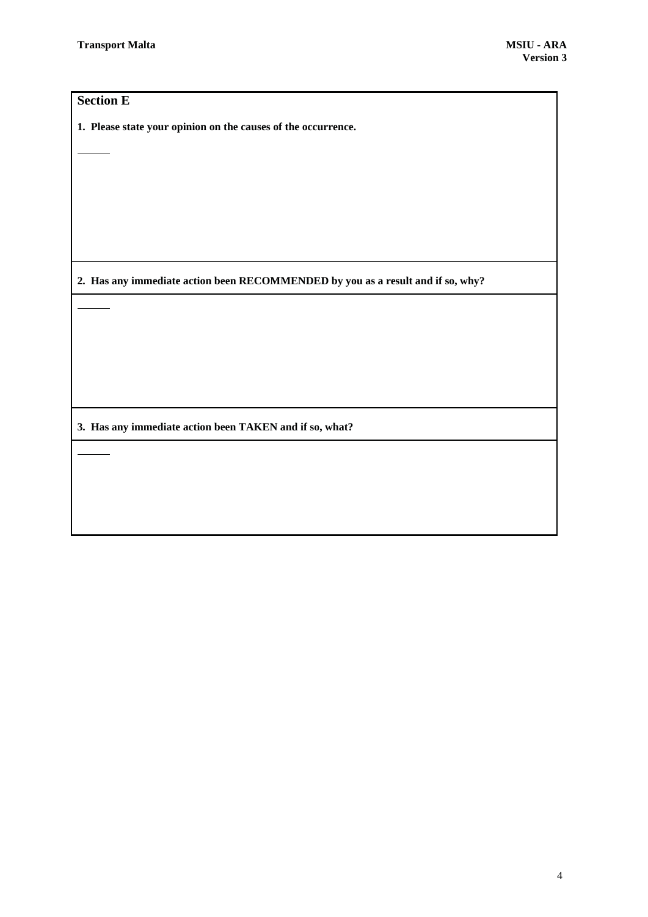## Section E

**1. Please state your opinion on the causes of the occurrence.**

**2. Has any immediate action been RECOMMENDED by you as a result and if so, why?**

**3. Has any immediate action been TAKEN and if so, what?**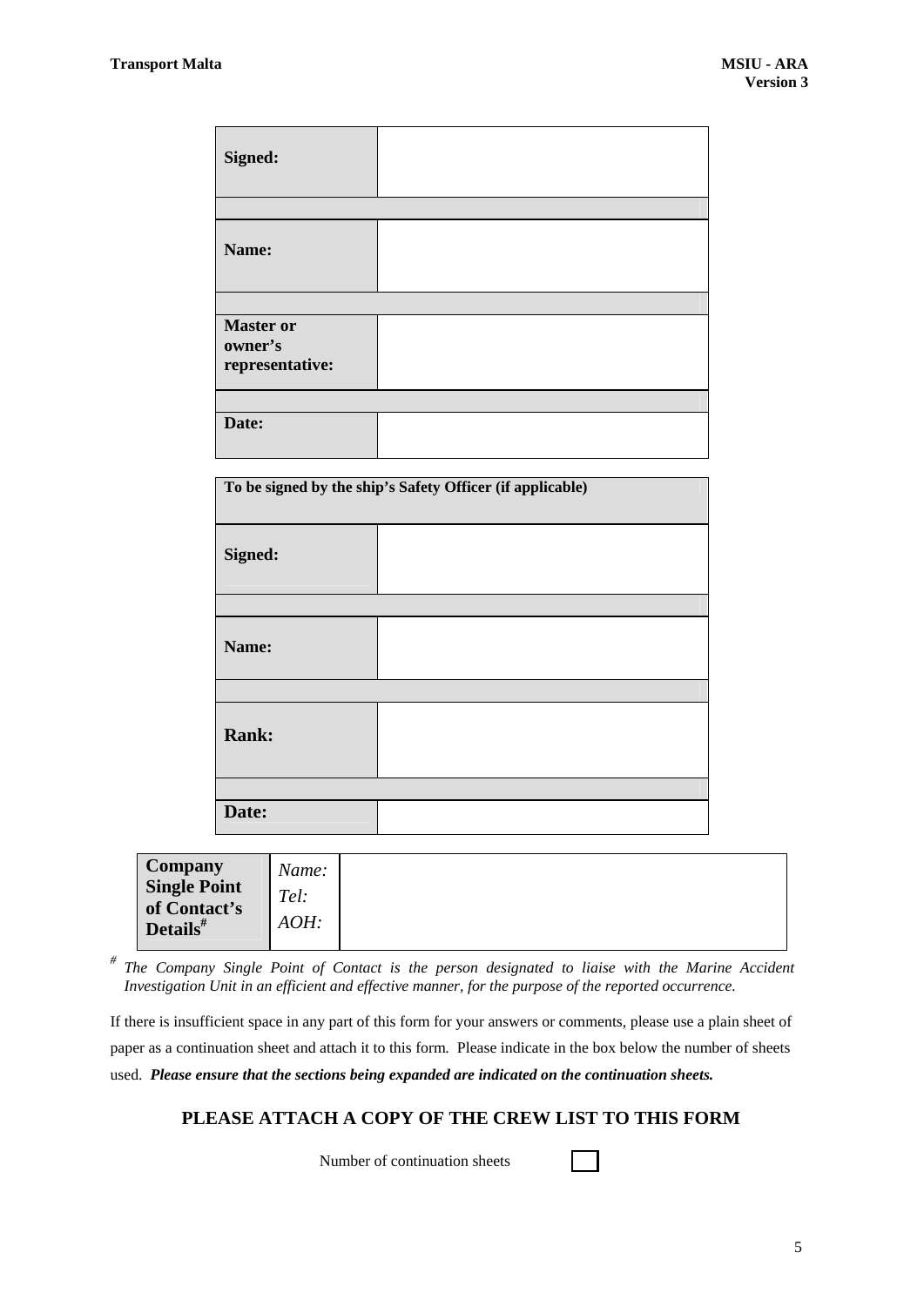| **Signed:** | |
|---|---|
| | |
| **Name:** | |
| | |
| **Master or owner's representative:** | |
| | |
| **Date:** | |

| **To be signed by the ship's Safety Officer (if applicable)** | |
|---|---|
| **Signed:** | |
| | |
| **Name:** | |
| | |
| **Rank:** | |
| | |
| **Date:** | |

| **Company Single Point of Contact's Details**[#] | *Name:* *Tel:* *AOH:* | |
|---|---|---|

[#] *The Company Single Point of Contact is the person designated to liaise with the Marine Accident Investigation Unit in an efficient and effective manner, for the purpose of the reported occurrence.*

If there is insufficient space in any part of this form for your answers or comments, please use a plain sheet of paper as a continuation sheet and attach it to this form. Please indicate in the box below the number of sheets used. ***Please ensure that the sections being expanded are indicated on the continuation sheets.***

## PLEASE ATTACH A COPY OF THE CREW LIST TO THIS FORM

Number of continuation sheets ☐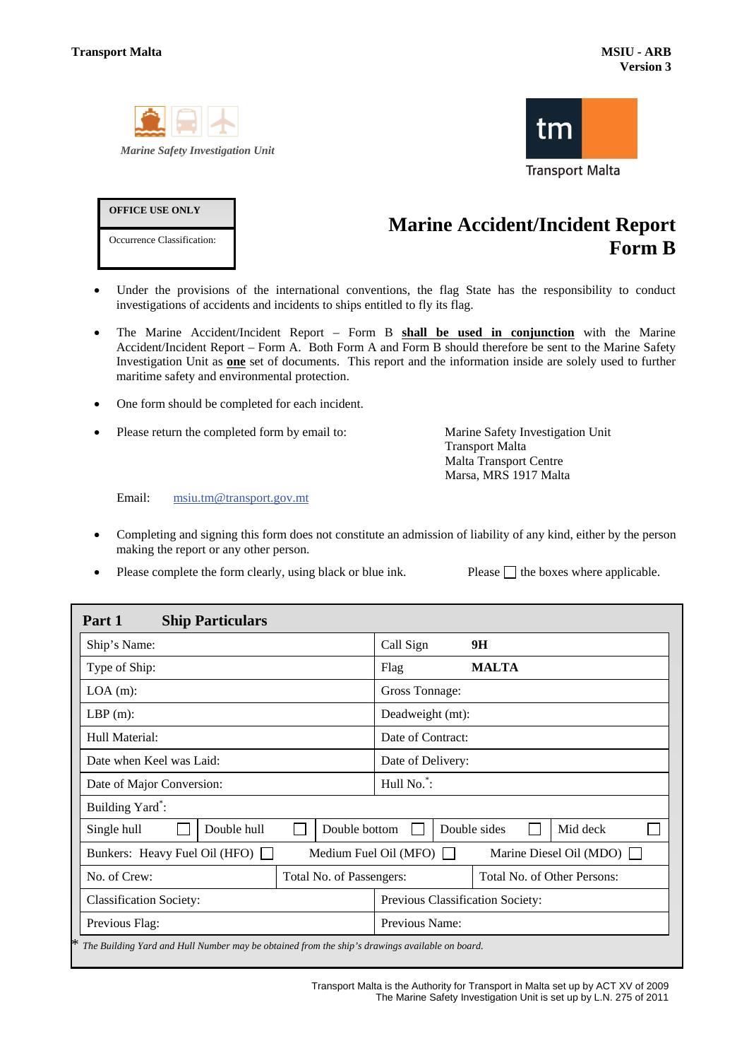Transport Malta

MSIU - ARB
Version 3

*Marine Safety Investigation Unit*

Transport Malta

| OFFICE USE ONLY |
|---|
| Occurrence Classification: |

# Marine Accident/Incident Report Form B

- Under the provisions of the international conventions, the flag State has the responsibility to conduct investigations of accidents and incidents to ships entitled to fly its flag.
- The Marine Accident/Incident Report – Form B **shall be used in conjunction** with the Marine Accident/Incident Report – Form A. Both Form A and Form B should therefore be sent to the Marine Safety Investigation Unit as **one** set of documents. This report and the information inside are solely used to further maritime safety and environmental protection.
- One form should be completed for each incident.
- Please return the completed form by email to:

  Marine Safety Investigation Unit
  Transport Malta
  Malta Transport Centre
  Marsa, MRS 1917 Malta

  Email: msiu.tm@transport.gov.mt

- Completing and signing this form does not constitute an admission of liability of any kind, either by the person making the report or any other person.
- Please complete the form clearly, using black or blue ink. Please ☐ the boxes where applicable.

## Part 1 Ship Particulars

| Ship's Name: | Call Sign **9H** |
|---|---|
| Type of Ship: | Flag **MALTA** |
| LOA (m): | Gross Tonnage: |
| LBP (m): | Deadweight (mt): |
| Hull Material: | Date of Contract: |
| Date when Keel was Laid: | Date of Delivery: |
| Date of Major Conversion: | Hull No.*: |
| Building Yard*: | |

| Single hull ☐ | Double hull ☐ | Double bottom ☐ | Double sides ☐ | Mid deck ☐ |
|---|---|---|---|---|

| Bunkers: Heavy Fuel Oil (HFO) ☐ | Medium Fuel Oil (MFO) ☐ | Marine Diesel Oil (MDO) ☐ |
|---|---|---|
| No. of Crew: | Total No. of Passengers: | Total No. of Other Persons: |

| Classification Society: | Previous Classification Society: |
|---|---|
| Previous Flag: | Previous Name: |

\* *The Building Yard and Hull Number may be obtained from the ship's drawings available on board.*

Transport Malta is the Authority for Transport in Malta set up by ACT XV of 2009
The Marine Safety Investigation Unit is set up by L.N. 275 of 2011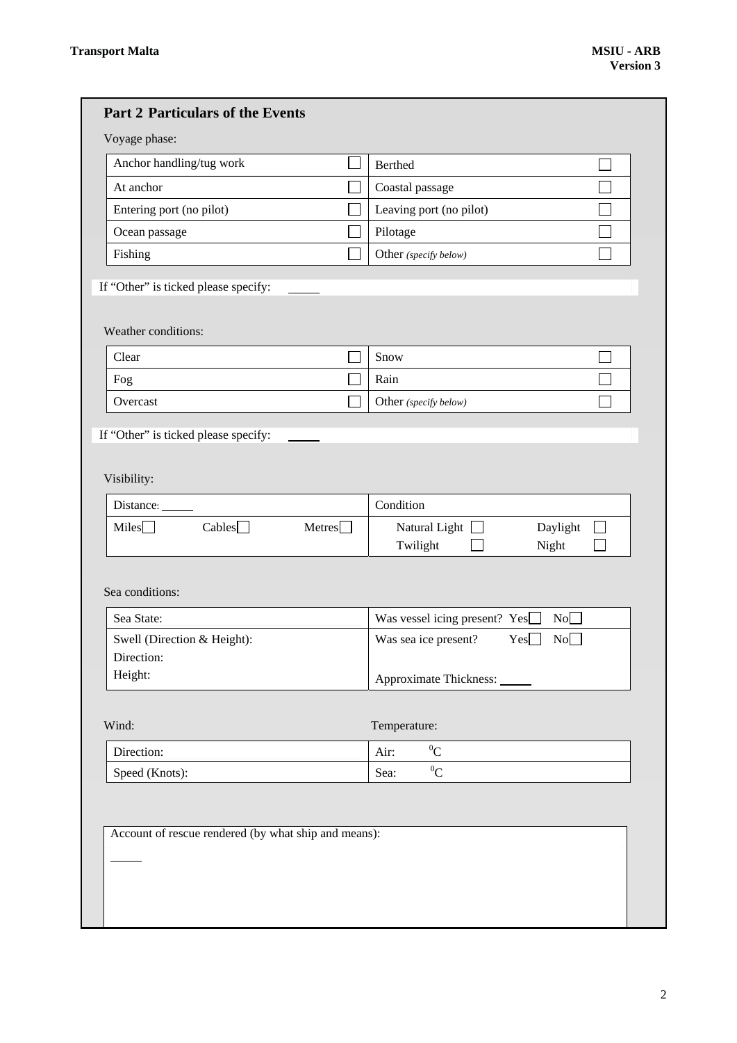## Part 2 Particulars of the Events

Voyage phase:

| | | | |
|---|---|---|---|
| Anchor handling/tug work | ☐ | Berthed | ☐ |
| At anchor | ☐ | Coastal passage | ☐ |
| Entering port (no pilot) | ☐ | Leaving port (no pilot) | ☐ |
| Ocean passage | ☐ | Pilotage | ☐ |
| Fishing | ☐ | Other *(specify below)* | ☐ |

If "Other" is ticked please specify: _____

Weather conditions:

| | | | |
|---|---|---|---|
| Clear | ☐ | Snow | ☐ |
| Fog | ☐ | Rain | ☐ |
| Overcast | ☐ | Other *(specify below)* | ☐ |

If "Other" is ticked please specify: _____

Visibility:

| | |
|---|---|
| Distance: _____ | Condition |
| Miles☐ Cables☐ Metres☐ | Natural Light ☐ Daylight ☐ Twilight ☐ Night ☐ |

Sea conditions:

| | |
|---|---|
| Sea State: | Was vessel icing present? Yes☐ No☐ |
| Swell (Direction & Height): Direction: Height: | Was sea ice present? Yes☐ No☐ Approximate Thickness: _____ |

| Wind: | Temperature: |
|---|---|
| Direction: | Air: $^{0}C$ |
| Speed (Knots): | Sea: $^{0}C$ |

Account of rescue rendered (by what ship and means):

_____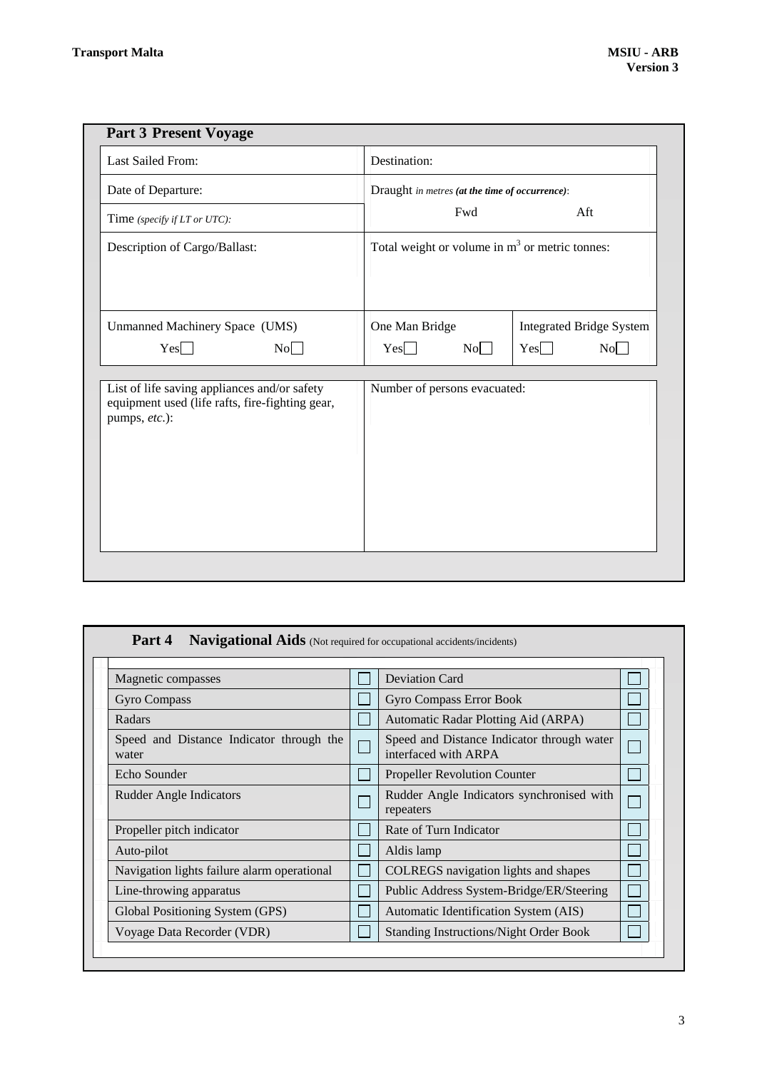## Part 3 Present Voyage

| Last Sailed From: | Destination: | |
|---|---|---|
| Date of Departure: | Draught *in metres* ***(at the time of occurrence)***: | |
| Time *(specify if LT or UTC):* | Fwd | Aft |
| Description of Cargo/Ballast: | Total weight or volume in $m^3$ or metric tonnes: | |
| Unmanned Machinery Space (UMS) Yes☐ No☐ | One Man Bridge Yes☐ No☐ | Integrated Bridge System Yes☐ No☐ |

| List of life saving appliances and/or safety equipment used (life rafts, fire-fighting gear, pumps, *etc.*): | Number of persons evacuated: |
|---|---|
| | |

## Part 4 Navigational Aids (Not required for occupational accidents/incidents)

| | | | |
|---|---|---|---|
| Magnetic compasses | ☐ | Deviation Card | ☐ |
| Gyro Compass | ☐ | Gyro Compass Error Book | ☐ |
| Radars | ☐ | Automatic Radar Plotting Aid (ARPA) | ☐ |
| Speed and Distance Indicator through the water | ☐ | Speed and Distance Indicator through water interfaced with ARPA | ☐ |
| Echo Sounder | ☐ | Propeller Revolution Counter | ☐ |
| Rudder Angle Indicators | ☐ | Rudder Angle Indicators synchronised with repeaters | ☐ |
| Propeller pitch indicator | ☐ | Rate of Turn Indicator | ☐ |
| Auto-pilot | ☐ | Aldis lamp | ☐ |
| Navigation lights failure alarm operational | ☐ | COLREGS navigation lights and shapes | ☐ |
| Line-throwing apparatus | ☐ | Public Address System-Bridge/ER/Steering | ☐ |
| Global Positioning System (GPS) | ☐ | Automatic Identification System (AIS) | ☐ |
| Voyage Data Recorder (VDR) | ☐ | Standing Instructions/Night Order Book | ☐ |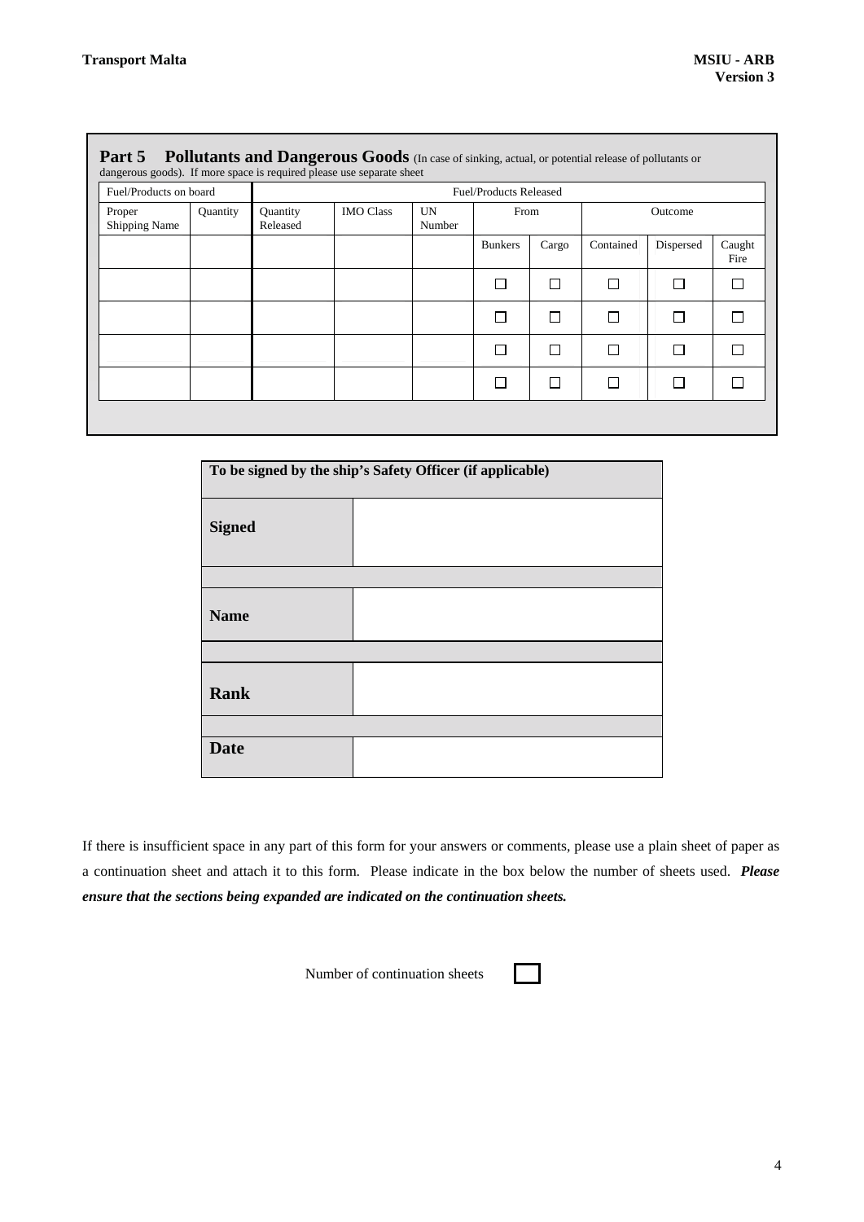## Part 5 Pollutants and Dangerous Goods (In case of sinking, actual, or potential release of pollutants or dangerous goods). If more space is required please use separate sheet

| Fuel/Products on board | | Fuel/Products Released | | | | | | | |
|---|---|---|---|---|---|---|---|---|---|
| Proper Shipping Name | Quantity | Quantity Released | IMO Class | UN Number | From | | Outcome | | |
| | | | | | Bunkers | Cargo | Contained | Dispersed | Caught Fire |
| | | | | | ☐ | ☐ | ☐ | ☐ | ☐ |
| | | | | | ☐ | ☐ | ☐ | ☐ | ☐ |
| | | | | | ☐ | ☐ | ☐ | ☐ | ☐ |
| | | | | | ☐ | ☐ | ☐ | ☐ | ☐ |

| To be signed by the ship's Safety Officer (if applicable) | |
|---|---|
| **Signed** | |
| **Name** | |
| **Rank** | |
| **Date** | |

If there is insufficient space in any part of this form for your answers or comments, please use a plain sheet of paper as a continuation sheet and attach it to this form. Please indicate in the box below the number of sheets used. ***Please ensure that the sections being expanded are indicated on the continuation sheets.***

Number of continuation sheets ☐